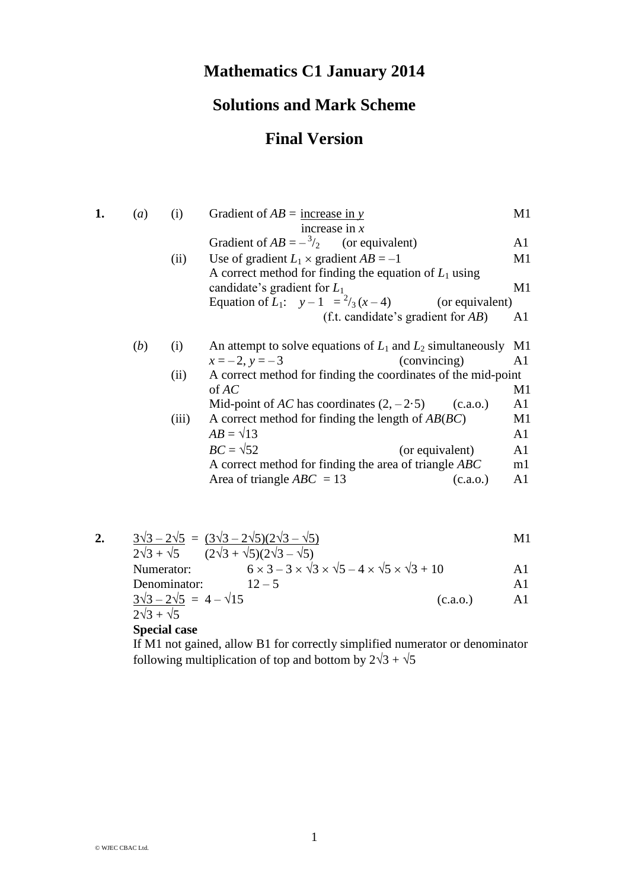# Mathematics C1 January 2014

## Solutions and Mark Scheme

## Final Version

| | | | | |
|---|---|---|---|---|
| **1.** | (*a*) | (i) | Gradient of $AB = \dfrac{\text{increase in } y}{\text{increase in } x}$ | M1 |
| | | | Gradient of $AB = -{}^{3}/_{2}$ (or equivalent) | A1 |
| | | (ii) | Use of gradient $L_1 \times$ gradient $AB = -1$ | M1 |
| | | | A correct method for finding the equation of $L_1$ using candidate's gradient for $L_1$ | M1 |
| | | | Equation of $L_1$: $y - 1 = {}^{2}/_{3}(x - 4)$ (or equivalent) (f.t. candidate's gradient for $AB$) | A1 |
| | (*b*) | (i) | An attempt to solve equations of $L_1$ and $L_2$ simultaneously | M1 |
| | | | $x = -2, y = -3$ (convincing) | A1 |
| | | (ii) | A correct method for finding the coordinates of the mid-point of $AC$ | M1 |
| | | | Mid-point of $AC$ has coordinates $(2, -2{\cdot}5)$ (c.a.o.) | A1 |
| | | (iii) | A correct method for finding the length of $AB(BC)$ | M1 |
| | | | $AB = \sqrt{13}$ | A1 |
| | | | $BC = \sqrt{52}$ (or equivalent) | A1 |
| | | | A correct method for finding the area of triangle $ABC$ | m1 |
| | | | Area of triangle $ABC = 13$ (c.a.o.) | A1 |

| | | |
|---|---|---|
| **2.** | $\dfrac{3\sqrt{3} - 2\sqrt{5}}{2\sqrt{3} + \sqrt{5}} = \dfrac{(3\sqrt{3} - 2\sqrt{5})(2\sqrt{3} - \sqrt{5})}{(2\sqrt{3} + \sqrt{5})(2\sqrt{3} - \sqrt{5})}$ | M1 |
| | Numerator: $6 \times 3 - 3 \times \sqrt{3} \times \sqrt{5} - 4 \times \sqrt{5} \times \sqrt{3} + 10$ | A1 |
| | Denominator: $12 - 5$ | A1 |
| | $\dfrac{3\sqrt{3} - 2\sqrt{5}}{2\sqrt{3} + \sqrt{5}} = 4 - \sqrt{15}$ (c.a.o.) | A1 |

**Special case**

If M1 not gained, allow B1 for correctly simplified numerator or denominator following multiplication of top and bottom by $2\sqrt{3} + \sqrt{5}$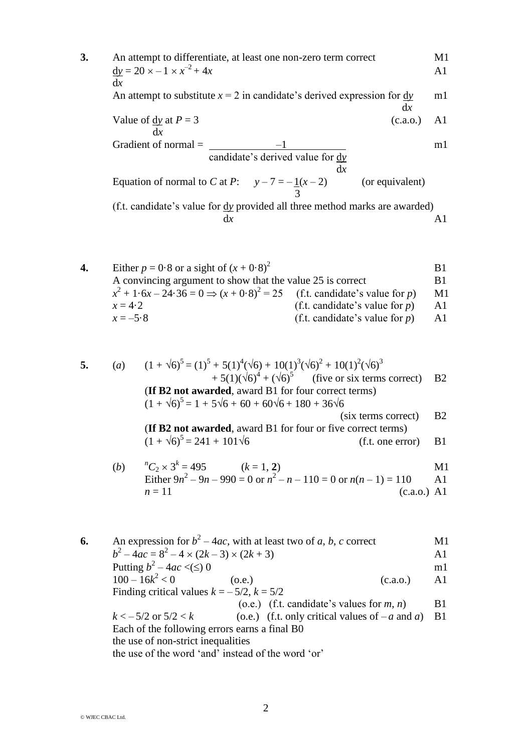**3.** An attempt to differentiate, at least one non-zero term correct — M1

$\frac{dy}{dx} = 20 \times -1 \times x^{-2} + 4x$ — A1

An attempt to substitute $x = 2$ in candidate's derived expression for $\frac{dy}{dx}$ — m1

Value of $\frac{dy}{dx}$ at $P = 3$ (c.a.o.) — A1

Gradient of normal = $\frac{-1}{\text{candidate's derived value for } \frac{dy}{dx}}$ — m1

Equation of normal to $C$ at $P$: $y - 7 = -\frac{1}{3}(x - 2)$ (or equivalent)

(f.t. candidate's value for $\frac{dy}{dx}$ provided all three method marks are awarded) — A1

**4.** Either $p = 0{\cdot}8$ or a sight of $(x + 0{\cdot}8)^2$ — B1

A convincing argument to show that the value 25 is correct — B1

$x^2 + 1{\cdot}6x - 24{\cdot}36 = 0 \Rightarrow (x + 0{\cdot}8)^2 = 25$ (f.t. candidate's value for $p$) — M1

$x = 4{\cdot}2$ (f.t. candidate's value for $p$) — A1

$x = -5{\cdot}8$ (f.t. candidate's value for $p$) — A1

**5.** (*a*) $(1 + \sqrt{6})^5 = (1)^5 + 5(1)^4(\sqrt{6}) + 10(1)^3(\sqrt{6})^2 + 10(1)^2(\sqrt{6})^3 + 5(1)(\sqrt{6})^4 + (\sqrt{6})^5$ (five or six terms correct) — B2

(**If B2 not awarded**, award B1 for four correct terms)

$(1 + \sqrt{6})^5 = 1 + 5\sqrt{6} + 60 + 60\sqrt{6} + 180 + 36\sqrt{6}$ (six terms correct) — B2

(**If B2 not awarded**, award B1 for four or five correct terms)

$(1 + \sqrt{6})^5 = 241 + 101\sqrt{6}$ (f.t. one error) — B1

(*b*) ${}^nC_2 \times 3^k = 495$ ($k = 1, \mathbf{2}$) — M1

Either $9n^2 - 9n - 990 = 0$ or $n^2 - n - 110 = 0$ or $n(n - 1) = 110$ — A1

$n = 11$ (c.a.o.) — A1

**6.** An expression for $b^2 - 4ac$, with at least two of $a$, $b$, $c$ correct — M1

$b^2 - 4ac = 8^2 - 4 \times (2k - 3) \times (2k + 3)$ — A1

Putting $b^2 - 4ac < (\leq)\ 0$ — m1

$100 - 16k^2 < 0$ (o.e.) (c.a.o.) — A1

Finding critical values $k = -5/2$, $k = 5/2$ (o.e.) (f.t. candidate's values for $m$, $n$) — B1

$k < -5/2$ or $5/2 < k$ (o.e.) (f.t. only critical values of $-a$ and $a$) — B1

Each of the following errors earns a final B0

the use of non-strict inequalities

the use of the word 'and' instead of the word 'or'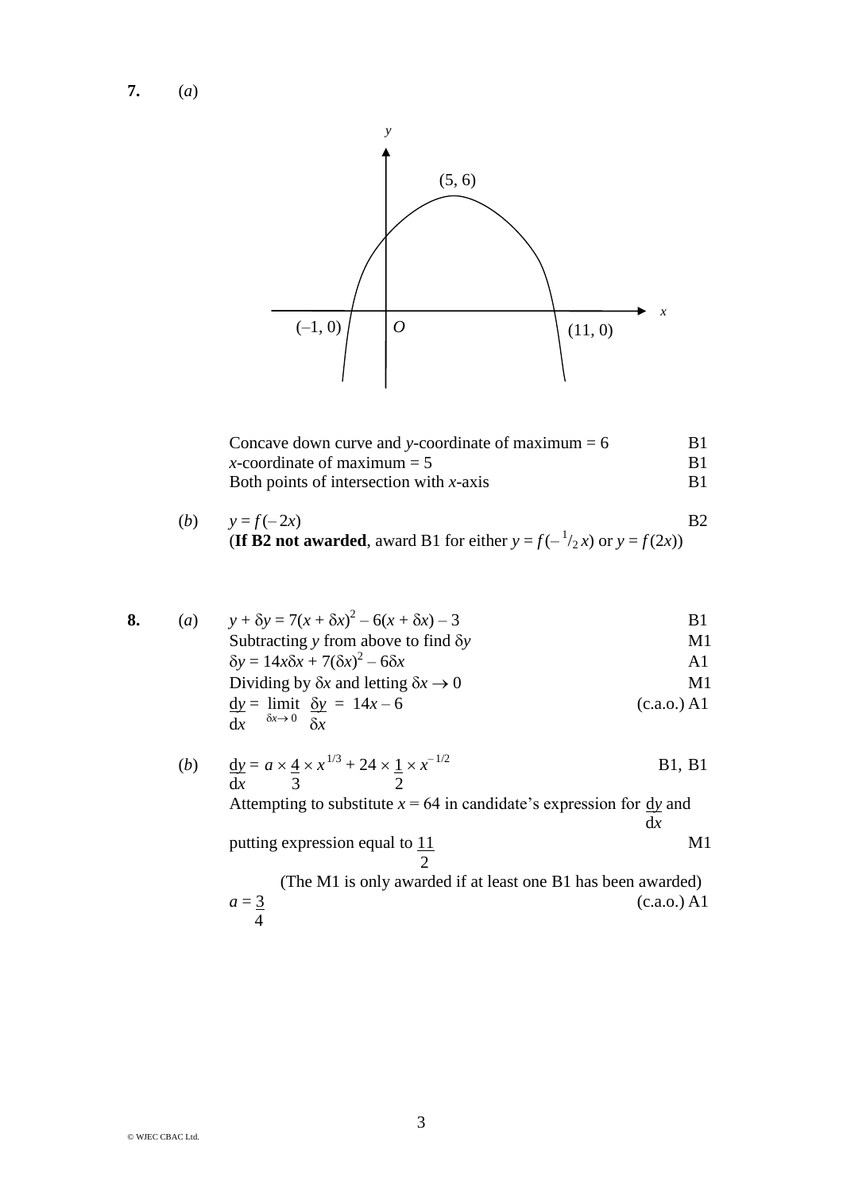**7.** (*a*)

(5, 6)

(–1, 0) &nbsp;&nbsp; $O$ &nbsp;&nbsp; (11, 0)

| | |
|---|---|
| Concave down curve and $y$-coordinate of maximum = 6 | B1 |
| $x$-coordinate of maximum = 5 | B1 |
| Both points of intersection with $x$-axis | B1 |

(*b*) $y = f(-2x)$ B2

(**If B2 not awarded**, award B1 for either $y = f(-{}^1/_2\, x)$ or $y = f(2x)$)

**8.** (*a*)

| | |
|---|---|
| $y + \delta y = 7(x + \delta x)^2 - 6(x + \delta x) - 3$ | B1 |
| Subtracting $y$ from above to find $\delta y$ | M1 |
| $\delta y = 14x\delta x + 7(\delta x)^2 - 6\delta x$ | A1 |
| Dividing by $\delta x$ and letting $\delta x \to 0$ | M1 |
| $\dfrac{dy}{dx} = \lim\limits_{\delta x \to 0} \dfrac{\delta y}{\delta x} = 14x - 6$ | (c.a.o.) A1 |

(*b*)

| | |
|---|---|
| $\dfrac{dy}{dx} = a \times \dfrac{4}{3} \times x^{1/3} + 24 \times \dfrac{1}{2} \times x^{-1/2}$ | B1, B1 |
| Attempting to substitute $x = 64$ in candidate's expression for $\dfrac{dy}{dx}$ and putting expression equal to $\dfrac{11}{2}$ | M1 |
| (The M1 is only awarded if at least one B1 has been awarded) | |
| $a = \dfrac{3}{4}$ | (c.a.o.) A1 |

© WJEC CBAC Ltd.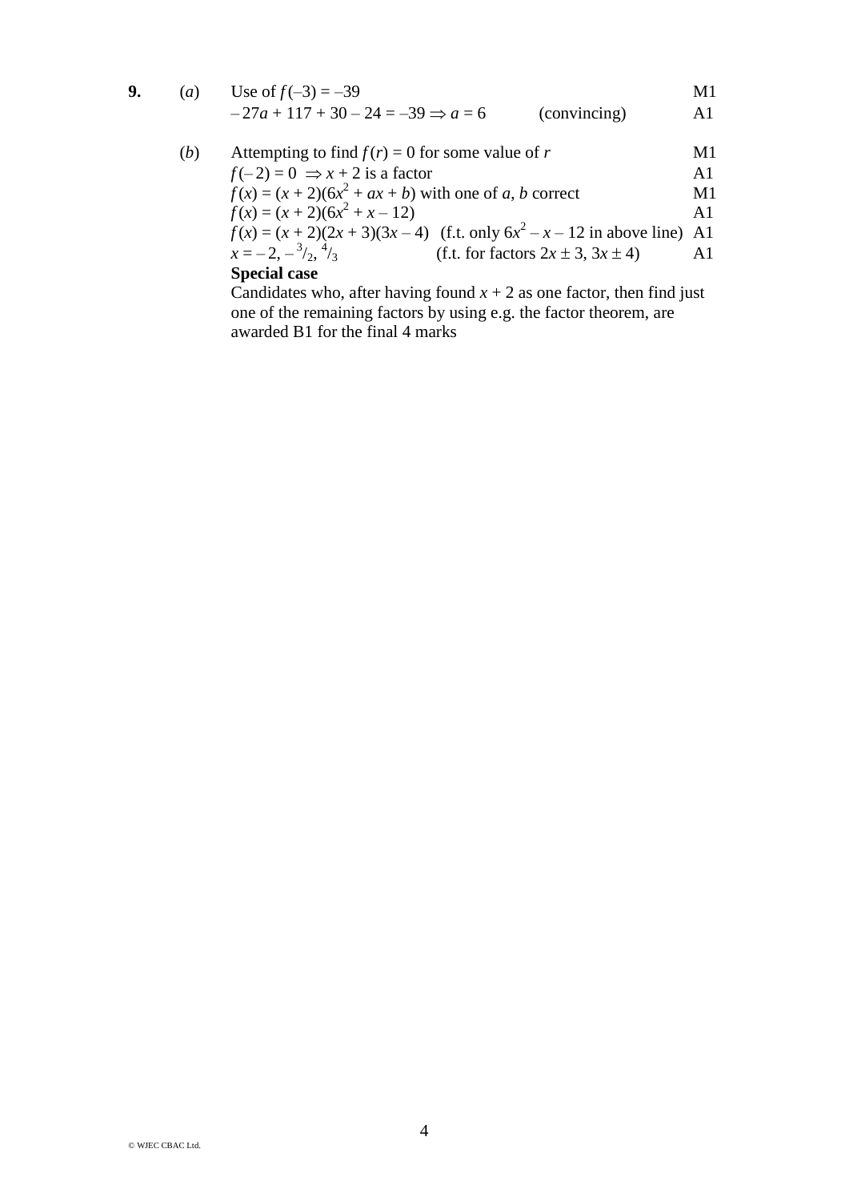**9.** (*a*) Use of $f(-3) = -39$ M1

$-27a + 117 + 30 - 24 = -39 \Rightarrow a = 6$ (convincing) A1

(*b*) Attempting to find $f(r) = 0$ for some value of $r$ M1

$f(-2) = 0 \Rightarrow x + 2$ is a factor A1

$f(x) = (x + 2)(6x^2 + ax + b)$ with one of $a$, $b$ correct M1

$f(x) = (x + 2)(6x^2 + x - 12)$ A1

$f(x) = (x + 2)(2x + 3)(3x - 4)$ (f.t. only $6x^2 - x - 12$ in above line) A1

$x = -2, -{}^{3}/_{2}, {}^{4}/_{3}$ (f.t. for factors $2x \pm 3$, $3x \pm 4$) A1

**Special case**

Candidates who, after having found $x + 2$ as one factor, then find just one of the remaining factors by using e.g. the factor theorem, are awarded B1 for the final 4 marks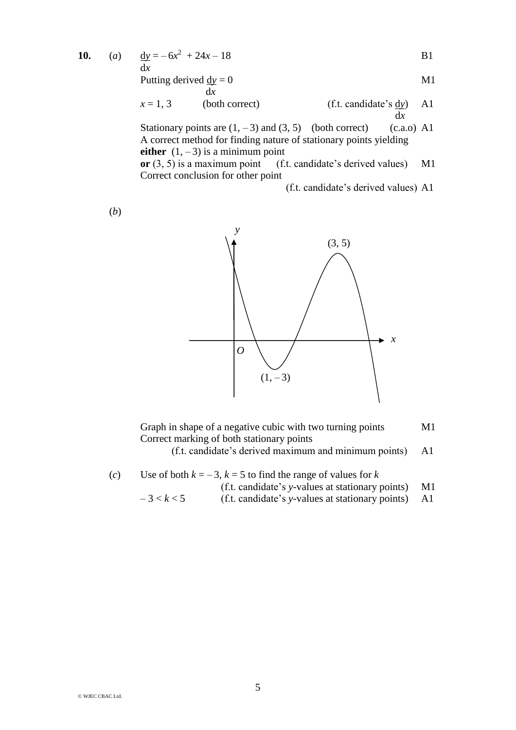**10.** (*a*) $\frac{dy}{dx} = -6x^2 + 24x - 18$ B1

Putting derived $\frac{dy}{dx} = 0$ M1

$x = 1, 3$ (both correct) (f.t. candidate's $\frac{dy}{dx}$) A1

Stationary points are $(1, -3)$ and $(3, 5)$ (both correct) (c.a.o) A1

A correct method for finding nature of stationary points yielding

**either** $(1, -3)$ is a minimum point

**or** $(3, 5)$ is a maximum point (f.t. candidate's derived values) M1

Correct conclusion for other point

(f.t. candidate's derived values) A1

(*b*)

y

(3, 5)

x

O

(1, – 3)

Graph in shape of a negative cubic with two turning points M1

Correct marking of both stationary points

(f.t. candidate's derived maximum and minimum points) A1

(*c*) Use of both $k = -3$, $k = 5$ to find the range of values for $k$

(f.t. candidate's $y$-values at stationary points) M1

$-3 < k < 5$ (f.t. candidate's $y$-values at stationary points) A1